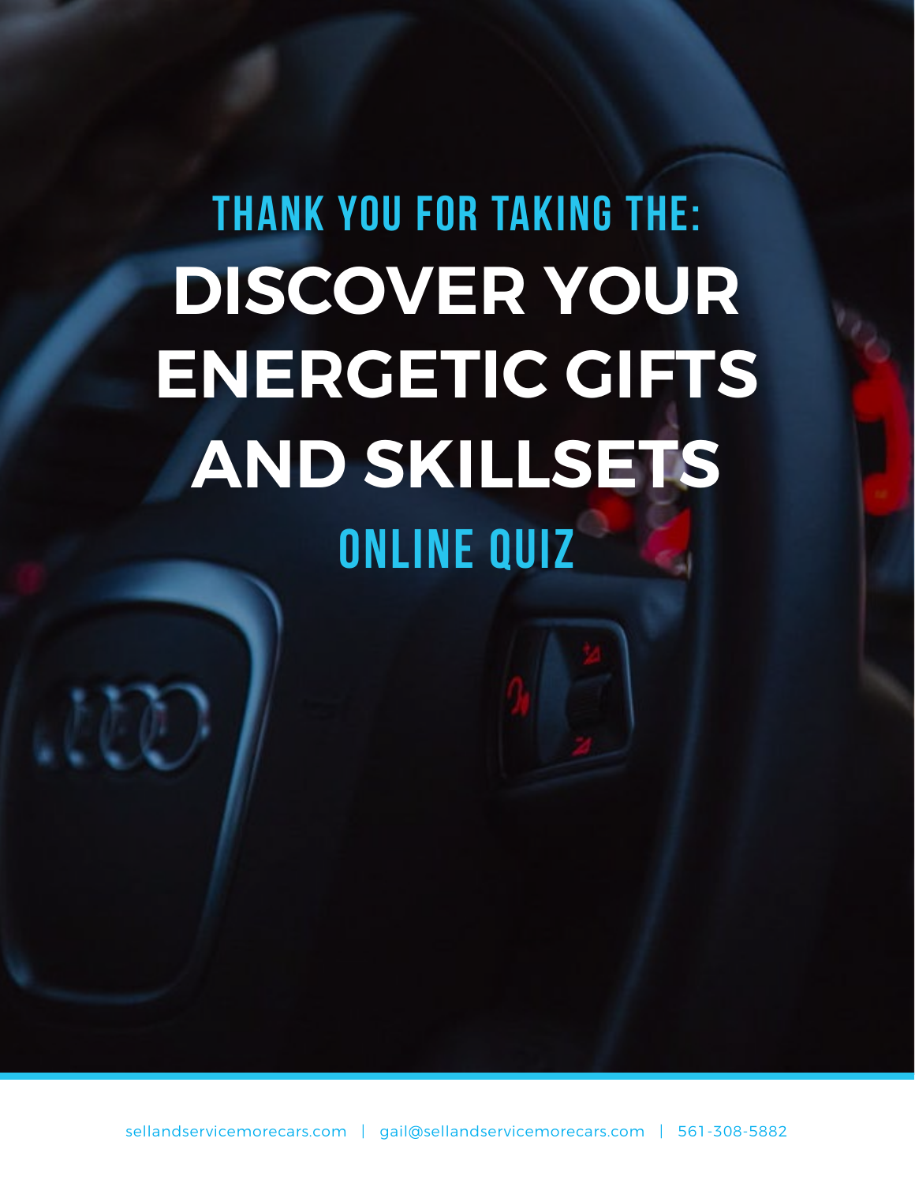## THANK YOU FOR TAKING THE:

# DISCOVER YOUR ENERGETIC GIFTS AND SKILLSETS

## ONLINE QUIZ

sellandservicemorecars.com | gail@sellandservicemorecars.com | 561-308-5882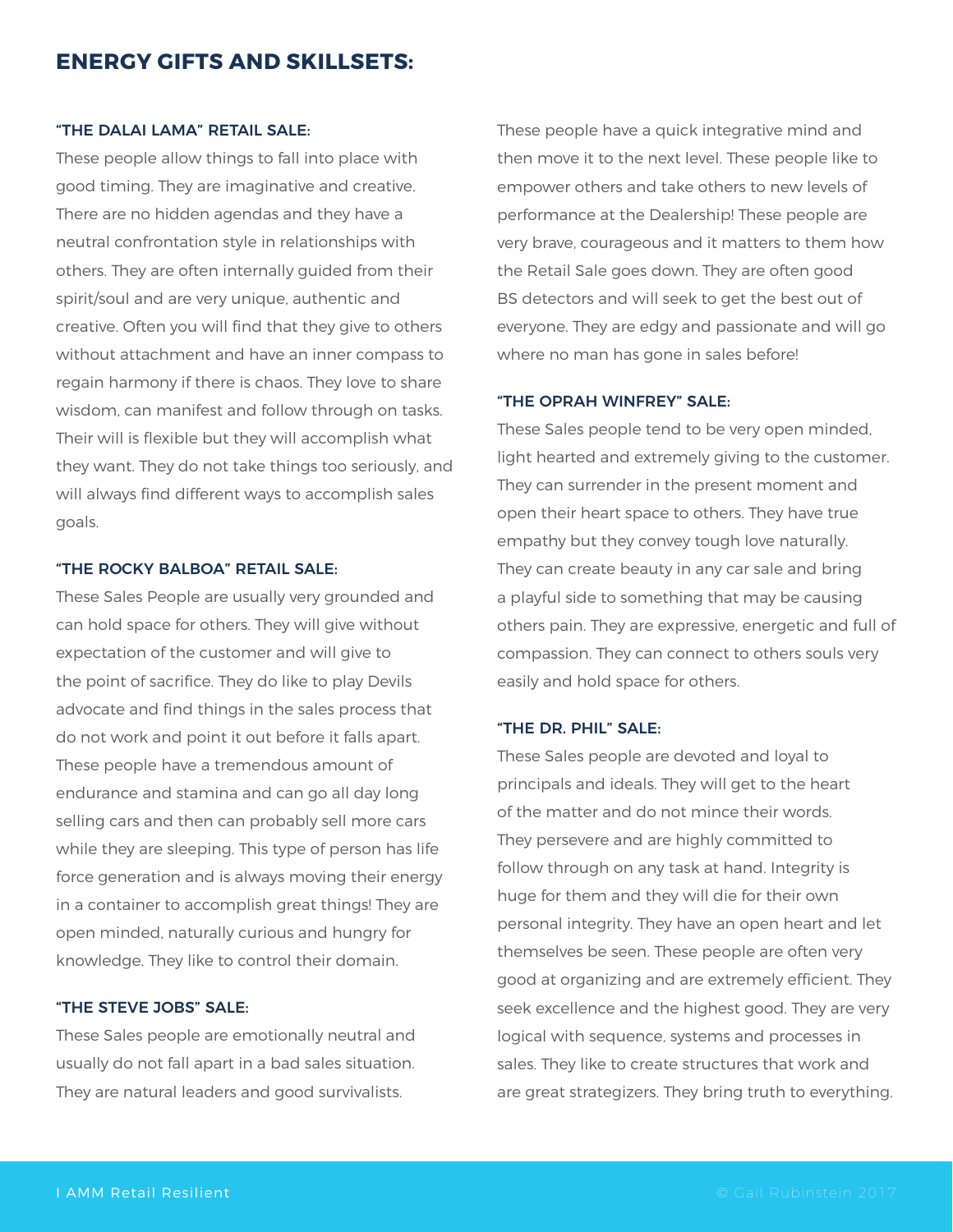## ENERGY GIFTS AND SKILLSETS:

### "THE DALAI LAMA" RETAIL SALE:

These people allow things to fall into place with good timing. They are imaginative and creative. There are no hidden agendas and they have a neutral confrontation style in relationships with others. They are often internally guided from their spirit/soul and are very unique, authentic and creative. Often you will find that they give to others without attachment and have an inner compass to regain harmony if there is chaos. They love to share wisdom, can manifest and follow through on tasks. Their will is flexible but they will accomplish what they want. They do not take things too seriously, and will always find different ways to accomplish sales goals.

### "THE ROCKY BALBOA" RETAIL SALE:

These Sales People are usually very grounded and can hold space for others. They will give without expectation of the customer and will give to the point of sacrifice. They do like to play Devils advocate and find things in the sales process that do not work and point it out before it falls apart. These people have a tremendous amount of endurance and stamina and can go all day long selling cars and then can probably sell more cars while they are sleeping. This type of person has life force generation and is always moving their energy in a container to accomplish great things! They are open minded, naturally curious and hungry for knowledge. They like to control their domain.

### "THE STEVE JOBS" SALE:

These Sales people are emotionally neutral and usually do not fall apart in a bad sales situation. They are natural leaders and good survivalists. These people have a quick integrative mind and then move it to the next level. These people like to empower others and take others to new levels of performance at the Dealership! These people are very brave, courageous and it matters to them how the Retail Sale goes down. They are often good BS detectors and will seek to get the best out of everyone. They are edgy and passionate and will go where no man has gone in sales before!

### "THE OPRAH WINFREY" SALE:

These Sales people tend to be very open minded, light hearted and extremely giving to the customer. They can surrender in the present moment and open their heart space to others. They have true empathy but they convey tough love naturally. They can create beauty in any car sale and bring a playful side to something that may be causing others pain. They are expressive, energetic and full of compassion. They can connect to others souls very easily and hold space for others.

### "THE DR. PHIL" SALE:

These Sales people are devoted and loyal to principals and ideals. They will get to the heart of the matter and do not mince their words. They persevere and are highly committed to follow through on any task at hand. Integrity is huge for them and they will die for their own personal integrity. They have an open heart and let themselves be seen. These people are often very good at organizing and are extremely efficient. They seek excellence and the highest good. They are very logical with sequence, systems and processes in sales. They like to create structures that work and are great strategizers. They bring truth to everything.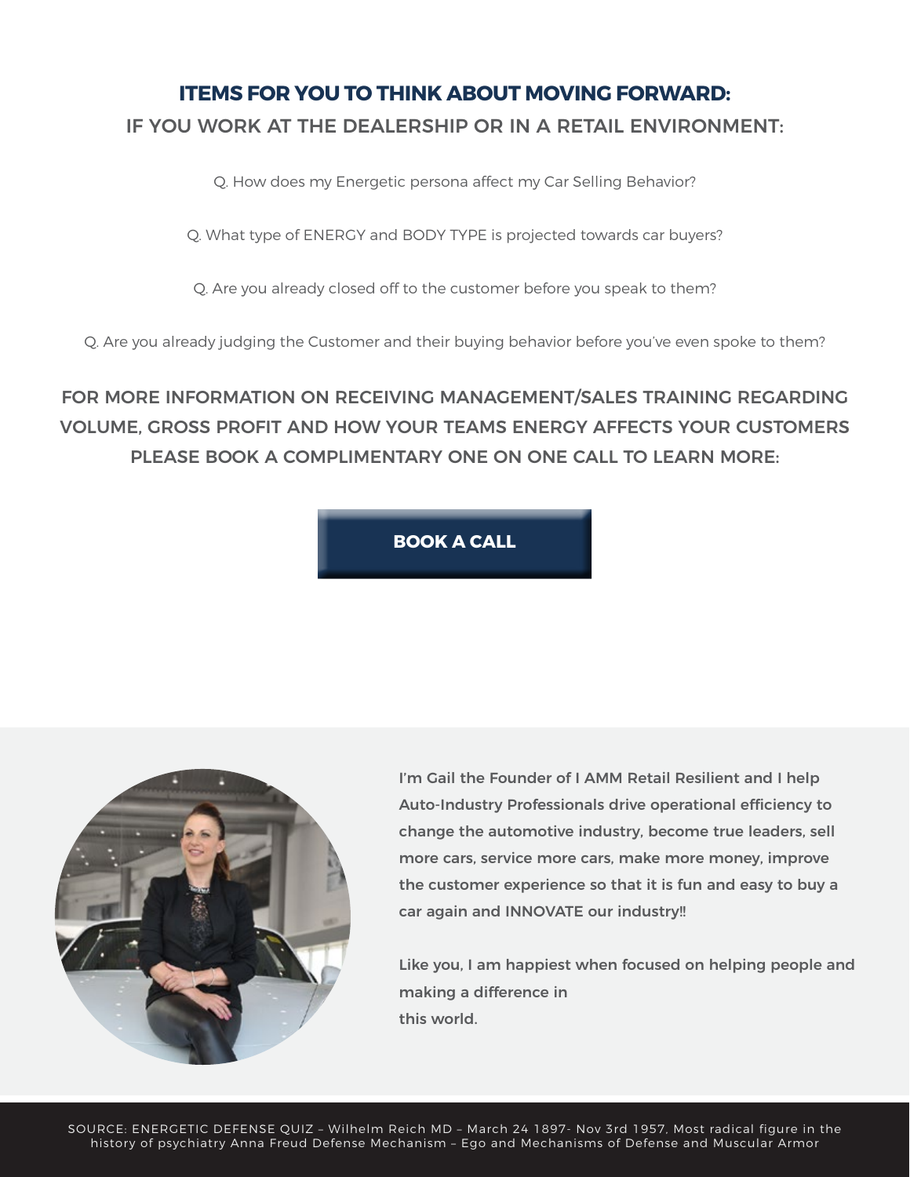## ITEMS FOR YOU TO THINK ABOUT MOVING FORWARD:

### IF YOU WORK AT THE DEALERSHIP OR IN A RETAIL ENVIRONMENT:

Q. How does my Energetic persona affect my Car Selling Behavior?

Q. What type of ENERGY and BODY TYPE is projected towards car buyers?

Q. Are you already closed off to the customer before you speak to them?

Q. Are you already judging the Customer and their buying behavior before you've even spoke to them?

### FOR MORE INFORMATION ON RECEIVING MANAGEMENT/SALES TRAINING REGARDING VOLUME, GROSS PROFIT AND HOW YOUR TEAMS ENERGY AFFECTS YOUR CUSTOMERS PLEASE BOOK A COMPLIMENTARY ONE ON ONE CALL TO LEARN MORE:

**BOOK A CALL**

I'm Gail the Founder of I AMM Retail Resilient and I help Auto-Industry Professionals drive operational efficiency to change the automotive industry, become true leaders, sell more cars, service more cars, make more money, improve the customer experience so that it is fun and easy to buy a car again and INNOVATE our industry!!

Like you, I am happiest when focused on helping people and making a difference in this world.

SOURCE: ENERGETIC DEFENSE QUIZ – Wilhelm Reich MD – March 24 1897- Nov 3rd 1957, Most radical figure in the history of psychiatry Anna Freud Defense Mechanism – Ego and Mechanisms of Defense and Muscular Armor